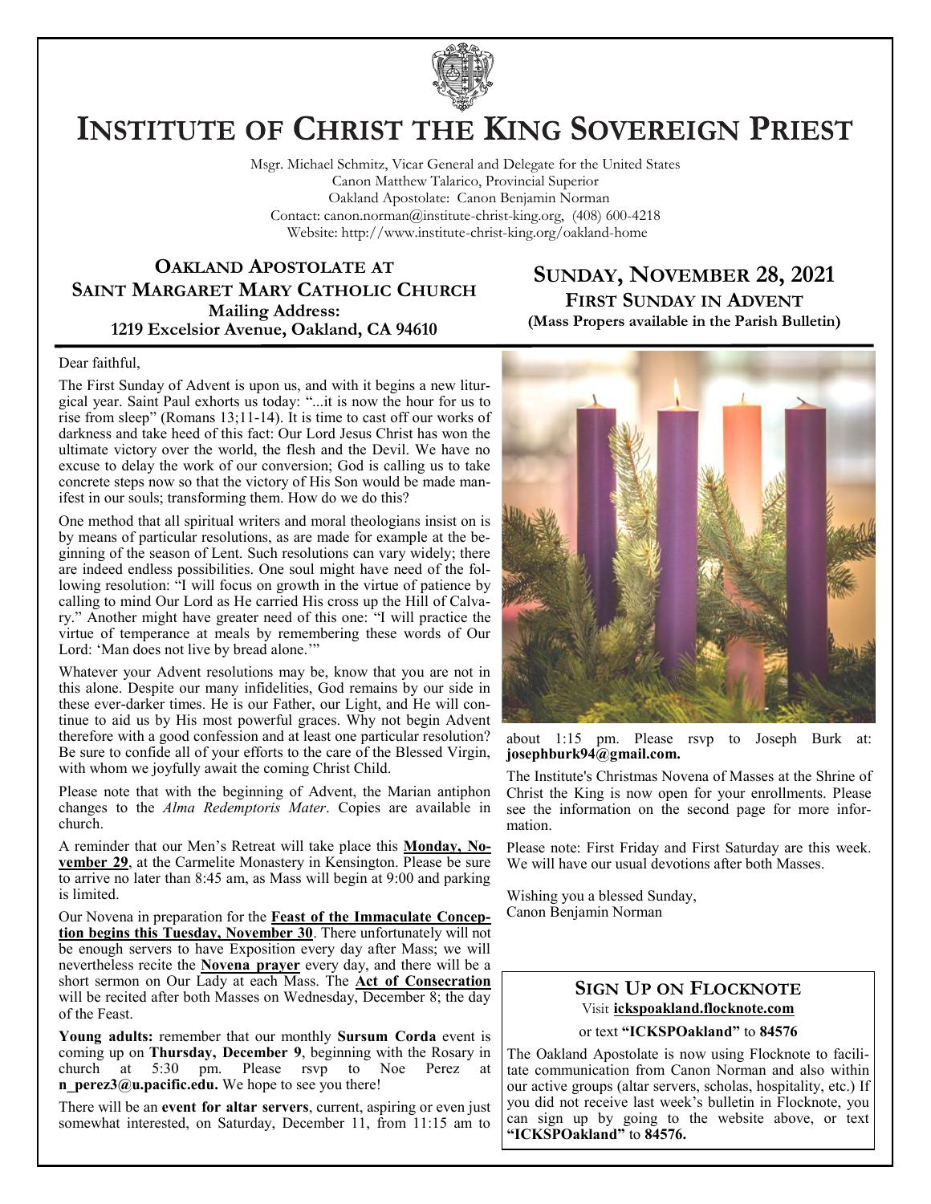# INSTITUTE OF CHRIST THE KING SOVEREIGN PRIEST

Msgr. Michael Schmitz, Vicar General and Delegate for the United States
Canon Matthew Talarico, Provincial Superior
Oakland Apostolate: Canon Benjamin Norman
Contact: canon.norman@institute-christ-king.org, (408) 600-4218
Website: http://www.institute-christ-king.org/oakland-home

## OAKLAND APOSTOLATE AT SAINT MARGARET MARY CATHOLIC CHURCH

**Mailing Address:**
**1219 Excelsior Avenue, Oakland, CA 94610**

## SUNDAY, NOVEMBER 28, 2021

### FIRST SUNDAY IN ADVENT

**(Mass Propers available in the Parish Bulletin)**

Dear faithful,

The First Sunday of Advent is upon us, and with it begins a new liturgical year. Saint Paul exhorts us today: "...it is now the hour for us to rise from sleep" (Romans 13;11-14). It is time to cast off our works of darkness and take heed of this fact: Our Lord Jesus Christ has won the ultimate victory over the world, the flesh and the Devil. We have no excuse to delay the work of our conversion; God is calling us to take concrete steps now so that the victory of His Son would be made manifest in our souls; transforming them. How do we do this?

One method that all spiritual writers and moral theologians insist on is by means of particular resolutions, as are made for example at the beginning of the season of Lent. Such resolutions can vary widely; there are indeed endless possibilities. One soul might have need of the following resolution: "I will focus on growth in the virtue of patience by calling to mind Our Lord as He carried His cross up the Hill of Calvary." Another might have greater need of this one: "I will practice the virtue of temperance at meals by remembering these words of Our Lord: 'Man does not live by bread alone.'"

Whatever your Advent resolutions may be, know that you are not in this alone. Despite our many infidelities, God remains by our side in these ever-darker times. He is our Father, our Light, and He will continue to aid us by His most powerful graces. Why not begin Advent therefore with a good confession and at least one particular resolution? Be sure to confide all of your efforts to the care of the Blessed Virgin, with whom we joyfully await the coming Christ Child.

Please note that with the beginning of Advent, the Marian antiphon changes to the *Alma Redemptoris Mater*. Copies are available in church.

A reminder that our Men's Retreat will take place this **Monday, November 29**, at the Carmelite Monastery in Kensington. Please be sure to arrive no later than 8:45 am, as Mass will begin at 9:00 and parking is limited.

Our Novena in preparation for the **Feast of the Immaculate Conception begins this Tuesday, November 30**. There unfortunately will not be enough servers to have Exposition every day after Mass; we will nevertheless recite the **Novena prayer** every day, and there will be a short sermon on Our Lady at each Mass. The **Act of Consecration** will be recited after both Masses on Wednesday, December 8; the day of the Feast.

**Young adults:** remember that our monthly **Sursum Corda** event is coming up on **Thursday, December 9**, beginning with the Rosary in church at 5:30 pm. Please rsvp to Noe Perez at **n_perez3@u.pacific.edu.** We hope to see you there!

There will be an **event for altar servers**, current, aspiring or even just somewhat interested, on Saturday, December 11, from 11:15 am to about 1:15 pm. Please rsvp to Joseph Burk at: **josephburk94@gmail.com.**

The Institute's Christmas Novena of Masses at the Shrine of Christ the King is now open for your enrollments. Please see the information on the second page for more information.

Please note: First Friday and First Saturday are this week. We will have our usual devotions after both Masses.

Wishing you a blessed Sunday,
Canon Benjamin Norman

### SIGN UP ON FLOCKNOTE

Visit **ickspoakland.flocknote.com**

or text **"ICKSPOakland"** to **84576**

The Oakland Apostolate is now using Flocknote to facilitate communication from Canon Norman and also within our active groups (altar servers, scholas, hospitality, etc.) If you did not receive last week's bulletin in Flocknote, you can sign up by going to the website above, or text **"ICKSPOakland"** to **84576.**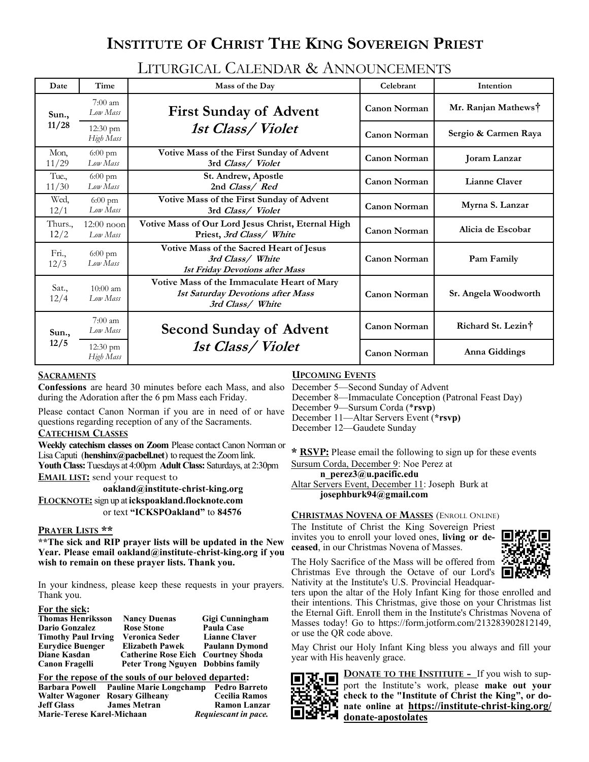# Institute of Christ The King Sovereign Priest

## Liturgical Calendar & Announcements

| Date | Time | Mass of the Day | Celebrant | Intention |
|---|---|---|---|---|
| **Sun., 11/28** | 7:00 am *Low Mass* | **First Sunday of Advent** ***1st Class/ Violet*** | **Canon Norman** | **Mr. Ranjan Mathews†** |
| | 12:30 pm *High Mass* | | **Canon Norman** | **Sergio & Carmen Raya** |
| Mon, 11/29 | 6:00 pm *Low Mass* | **Votive Mass of the First Sunday of Advent** **3rd *Class/ Violet*** | **Canon Norman** | **Joram Lanzar** |
| Tue., 11/30 | 6:00 pm *Low Mass* | **St. Andrew, Apostle** **2nd *Class/ Red*** | **Canon Norman** | **Lianne Claver** |
| Wed, 12/1 | 6:00 pm *Low Mass* | **Votive Mass of the First Sunday of Advent** **3rd *Class/ Violet*** | **Canon Norman** | **Myrna S. Lanzar** |
| Thurs., 12/2 | 12:00 noon *Low Mass* | **Votive Mass of Our Lord Jesus Christ, Eternal High Priest, *3rd Class/ White*** | **Canon Norman** | **Alicia de Escobar** |
| Fri., 12/3 | 6:00 pm *Low Mass* | **Votive Mass of the Sacred Heart of Jesus** ***3rd Class/ White*** ***1st Friday Devotions after Mass*** | **Canon Norman** | **Pam Family** |
| Sat., 12/4 | 10:00 am *Low Mass* | **Votive Mass of the Immaculate Heart of Mary** ***1st Saturday Devotions after Mass*** ***3rd Class/ White*** | **Canon Norman** | **Sr. Angela Woodworth** |
| **Sun., 12/5** | 7:00 am *Low Mass* | **Second Sunday of Advent** ***1st Class/ Violet*** | **Canon Norman** | **Richard St. Lezin†** |
| | 12:30 pm *High Mass* | | **Canon Norman** | **Anna Giddings** |

### Sacraments

**Confessions** are heard 30 minutes before each Mass, and also during the Adoration after the 6 pm Mass each Friday.

Please contact Canon Norman if you are in need of or have questions regarding reception of any of the Sacraments.

### Catechism Classes

**Weekly catechism classes on Zoom** Please contact Canon Norman or Lisa Caputi (**henshinx@pacbell.net**) to request the Zoom link.
**Youth Class:** Tuesdays at 4:00pm **Adult Class:** Saturdays, at 2:30pm

**Email list:** send your request to
**oakland@institute-christ-king.org**

**Flocknote:** sign up at **ickspoakland.flocknote.com** or text **"ICKSPOakland"** to **84576**

### Prayer Lists **

**\*\*The sick and RIP prayer lists will be updated in the New Year. Please email oakland@institute-christ-king.org if you wish to remain on these prayer lists. Thank you.**

In your kindness, please keep these requests in your prayers. Thank you.

**For the sick:**

| | | |
|---|---|---|
| **Thomas Henriksson** | **Nancy Duenas** | **Gigi Cunningham** |
| **Dario Gonzalez** | **Rose Stone** | **Paula Case** |
| **Timothy Paul Irving** | **Veronica Seder** | **Lianne Claver** |
| **Eurydice Buenger** | **Elizabeth Pawek** | **Paulann Dymond** |
| **Diane Kasdan** | **Catherine Rose Eich** | **Courtney Shoda** |
| **Canon Fragelli** | **Peter Trong Nguyen** | **Dobbins family** |

**For the repose of the souls of our beloved departed:**

| | | |
|---|---|---|
| **Barbara Powell** | **Pauline Marie Longchamp** | **Pedro Barreto** |
| **Walter Wagoner** | **Rosary Gilheany** | **Cecilia Ramos** |
| **Jeff Glass** | **James Metran** | **Ramon Lanzar** |
| **Marie-Terese Karel-Michaan** | | ***Requiescant in pace.*** |

### Upcoming Events

December 5—Second Sunday of Advent
December 8—Immaculate Conception (Patronal Feast Day)
December 9—Sursum Corda (***rsvp**)
December 11—Altar Servers Event (***rsvp)**
December 12—Gaudete Sunday

**\* RSVP:** Please email the following to sign up for these events
Sursum Corda, December 9: Noe Perez at
**n_perez3@u.pacific.edu**
Altar Servers Event, December 11: Joseph Burk at
**josephburk94@gmail.com**

### Christmas Novena of Masses (Enroll Online)

The Institute of Christ the King Sovereign Priest invites you to enroll your loved ones, **living or deceased**, in our Christmas Novena of Masses.

The Holy Sacrifice of the Mass will be offered from Christmas Eve through the Octave of our Lord's Nativity at the Institute's U.S. Provincial Headquarters upon the altar of the Holy Infant King for those enrolled and their intentions. This Christmas, give those on your Christmas list the Eternal Gift. Enroll them in the Institute's Christmas Novena of Masses today! Go to https://form.jotform.com/213283902812149, or use the QR code above.

May Christ our Holy Infant King bless you always and fill your year with His heavenly grace.

**Donate to the Institute -** If you wish to support the Institute's work, please **make out your check to the "Institute of Christ the King", or donate online at https://institute-christ-king.org/donate-apostolates**